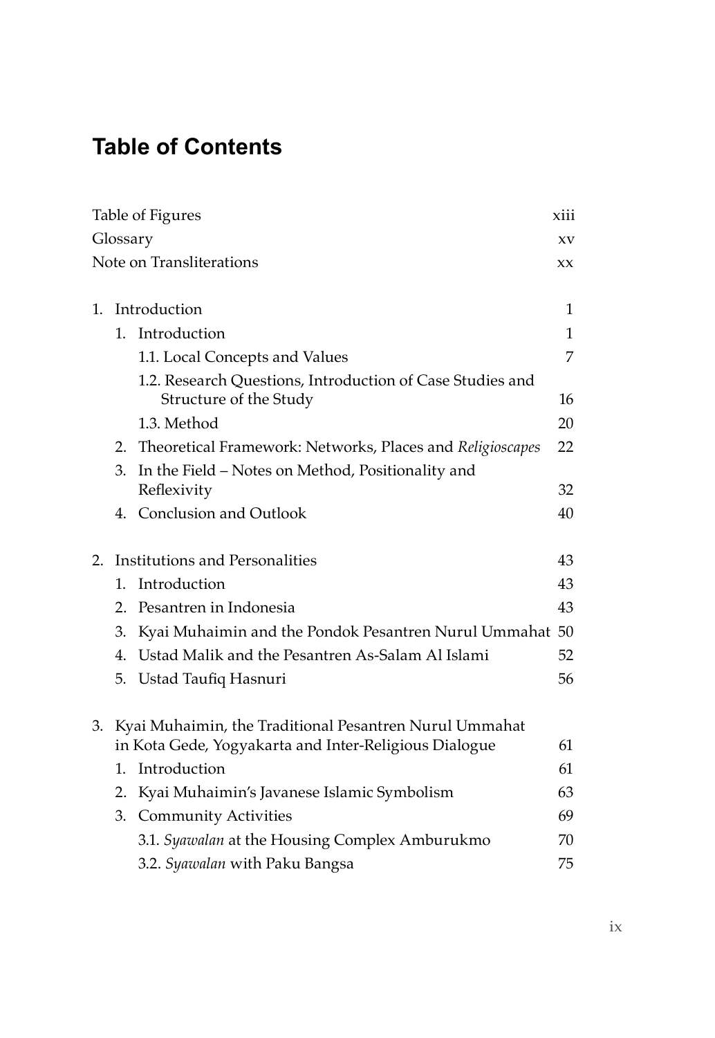# Table of Contents

| | |
|---|---|
| Table of Figures | xiii |
| Glossary | xv |
| Note on Transliterations | xx |
| | |
| 1. Introduction | 1 |
| 1. Introduction | 1 |
| 1.1. Local Concepts and Values | 7 |
| 1.2. Research Questions, Introduction of Case Studies and Structure of the Study | 16 |
| 1.3. Method | 20 |
| 2. Theoretical Framework: Networks, Places and *Religioscapes* | 22 |
| 3. In the Field – Notes on Method, Positionality and Reflexivity | 32 |
| 4. Conclusion and Outlook | 40 |
| | |
| 2. Institutions and Personalities | 43 |
| 1. Introduction | 43 |
| 2. Pesantren in Indonesia | 43 |
| 3. Kyai Muhaimin and the Pondok Pesantren Nurul Ummahat | 50 |
| 4. Ustad Malik and the Pesantren As-Salam Al Islami | 52 |
| 5. Ustad Taufiq Hasnuri | 56 |
| | |
| 3. Kyai Muhaimin, the Traditional Pesantren Nurul Ummahat in Kota Gede, Yogyakarta and Inter-Religious Dialogue | 61 |
| 1. Introduction | 61 |
| 2. Kyai Muhaimin's Javanese Islamic Symbolism | 63 |
| 3. Community Activities | 69 |
| 3.1. *Syawalan* at the Housing Complex Amburukmo | 70 |
| 3.2. *Syawalan* with Paku Bangsa | 75 |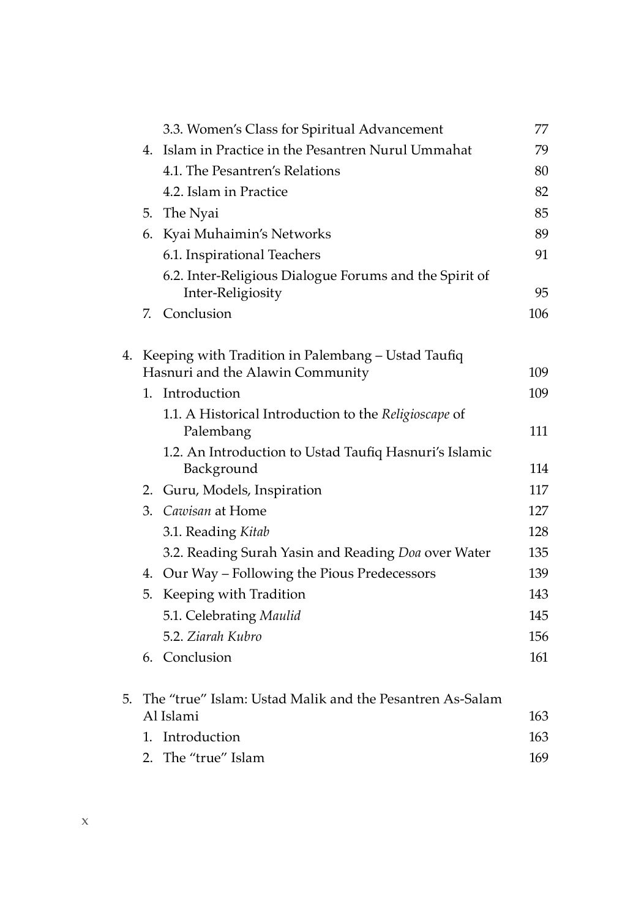3.3. Women's Class for Spiritual Advancement 77

4. Islam in Practice in the Pesantren Nurul Ummahat 79

4.1. The Pesantren's Relations 80

4.2. Islam in Practice 82

5. The Nyai 85

6. Kyai Muhaimin's Networks 89

6.1. Inspirational Teachers 91

6.2. Inter-Religious Dialogue Forums and the Spirit of Inter-Religiosity 95

7. Conclusion 106

4. Keeping with Tradition in Palembang – Ustad Taufiq Hasnuri and the Alawin Community 109

1. Introduction 109

1.1. A Historical Introduction to the *Religioscape* of Palembang 111

1.2. An Introduction to Ustad Taufiq Hasnuri's Islamic Background 114

2. Guru, Models, Inspiration 117

3. *Cawisan* at Home 127

3.1. Reading *Kitab* 128

3.2. Reading Surah Yasin and Reading *Doa* over Water 135

4. Our Way – Following the Pious Predecessors 139

5. Keeping with Tradition 143

5.1. Celebrating *Maulid* 145

5.2. *Ziarah Kubro* 156

6. Conclusion 161

5. The "true" Islam: Ustad Malik and the Pesantren As-Salam Al Islami 163

1. Introduction 163

2. The "true" Islam 169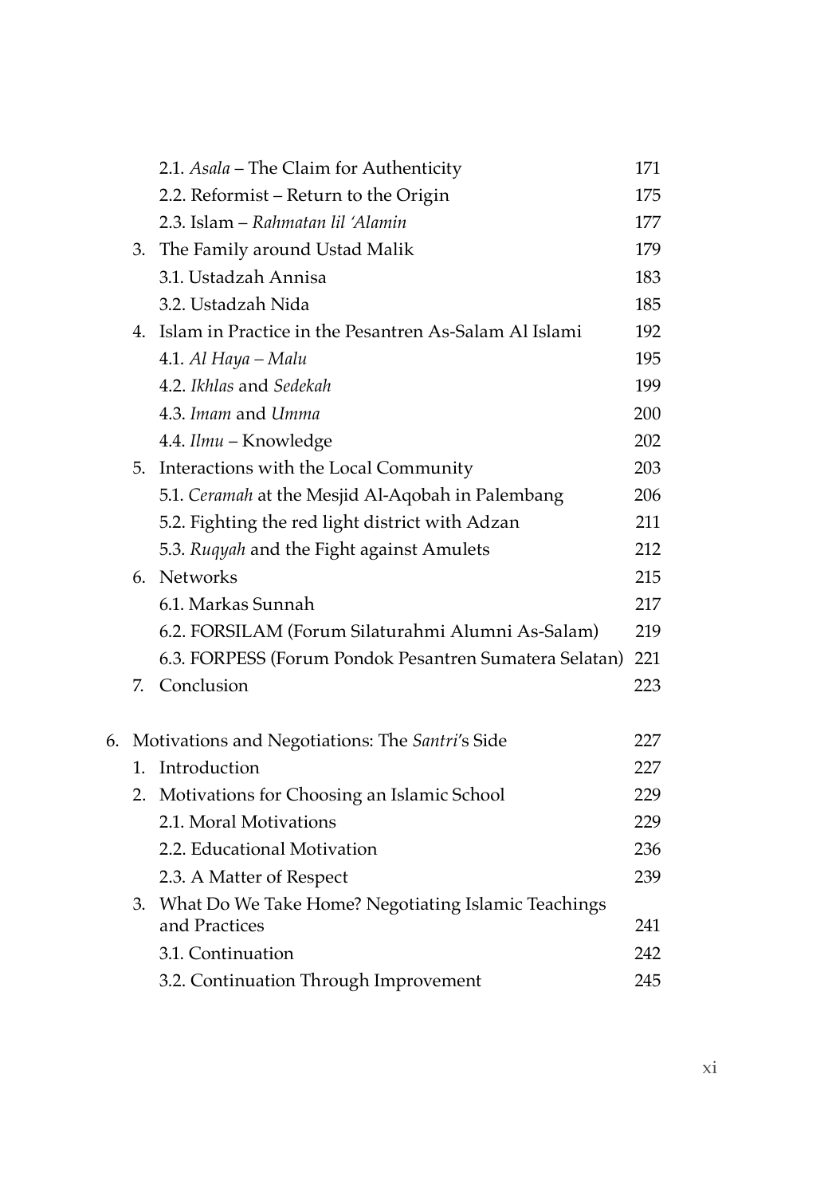- 2.1. *Asala* – The Claim for Authenticity 171
- 2.2. Reformist – Return to the Origin 175
- 2.3. Islam – *Rahmatan lil 'Alamin* 177

3. The Family around Ustad Malik 179
   - 3.1. Ustadzah Annisa 183
   - 3.2. Ustadzah Nida 185
4. Islam in Practice in the Pesantren As-Salam Al Islami 192
   - 4.1. *Al Haya – Malu* 195
   - 4.2. *Ikhlas* and *Sedekah* 199
   - 4.3. *Imam* and *Umma* 200
   - 4.4. *Ilmu* – Knowledge 202
5. Interactions with the Local Community 203
   - 5.1. *Ceramah* at the Mesjid Al-Aqobah in Palembang 206
   - 5.2. Fighting the red light district with Adzan 211
   - 5.3. *Ruqyah* and the Fight against Amulets 212
6. Networks 215
   - 6.1. Markas Sunnah 217
   - 6.2. FORSILAM (Forum Silaturahmi Alumni As-Salam) 219
   - 6.3. FORPESS (Forum Pondok Pesantren Sumatera Selatan) 221
7. Conclusion 223

6. Motivations and Negotiations: The *Santri*'s Side 227
   1. Introduction 227
   2. Motivations for Choosing an Islamic School 229
      - 2.1. Moral Motivations 229
      - 2.2. Educational Motivation 236
      - 2.3. A Matter of Respect 239
   3. What Do We Take Home? Negotiating Islamic Teachings and Practices 241
      - 3.1. Continuation 242
      - 3.2. Continuation Through Improvement 245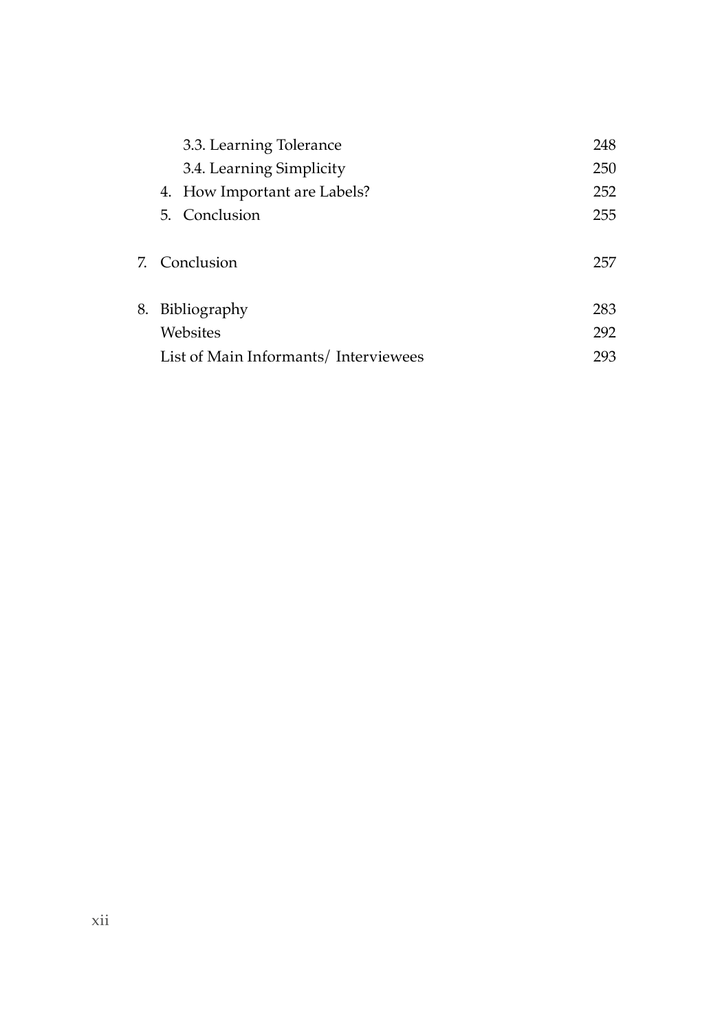3.3. Learning Tolerance 248

3.4. Learning Simplicity 250

4. How Important are Labels? 252

5. Conclusion 255

7. Conclusion 257

8. Bibliography 283

Websites 292

List of Main Informants/ Interviewees 293